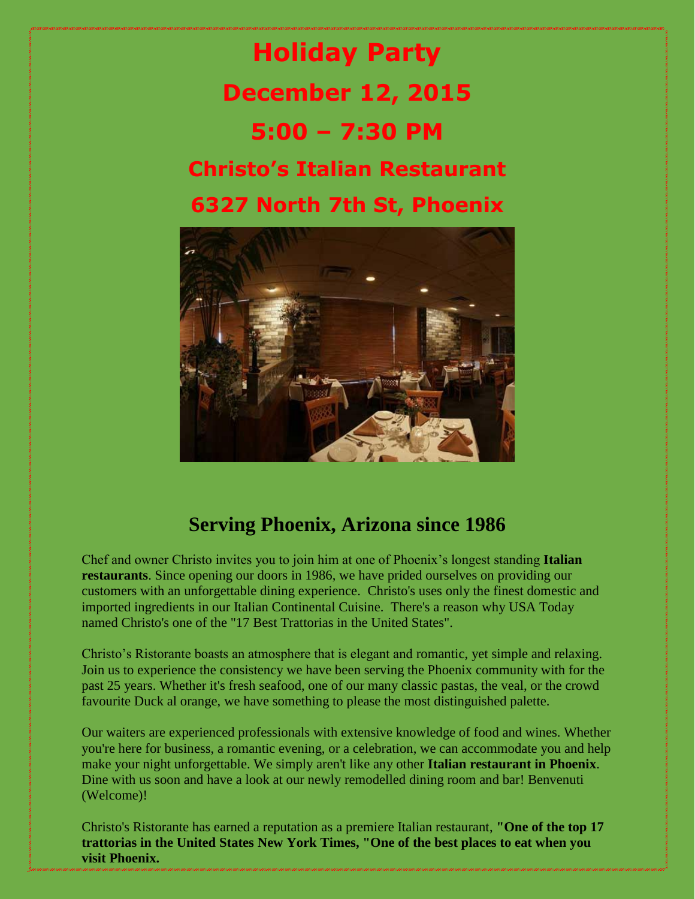# Holiday Party

## December 12, 2015

## 5:00 – 7:30 PM

## Christo's Italian Restaurant

## 6327 North 7th St, Phoenix

## Serving Phoenix, Arizona since 1986

Chef and owner Christo invites you to join him at one of Phoenix's longest standing **Italian restaurants**. Since opening our doors in 1986, we have prided ourselves on providing our customers with an unforgettable dining experience. Christo's uses only the finest domestic and imported ingredients in our Italian Continental Cuisine. There's a reason why USA Today named Christo's one of the "17 Best Trattorias in the United States".

Christo's Ristorante boasts an atmosphere that is elegant and romantic, yet simple and relaxing. Join us to experience the consistency we have been serving the Phoenix community with for the past 25 years. Whether it's fresh seafood, one of our many classic pastas, the veal, or the crowd favourite Duck al orange, we have something to please the most distinguished palette.

Our waiters are experienced professionals with extensive knowledge of food and wines. Whether you're here for business, a romantic evening, or a celebration, we can accommodate you and help make your night unforgettable. We simply aren't like any other **Italian restaurant in Phoenix**. Dine with us soon and have a look at our newly remodelled dining room and bar! Benvenuti (Welcome)!

Christo's Ristorante has earned a reputation as a premiere Italian restaurant, **"One of the top 17 trattorias in the United States New York Times, "One of the best places to eat when you visit Phoenix.**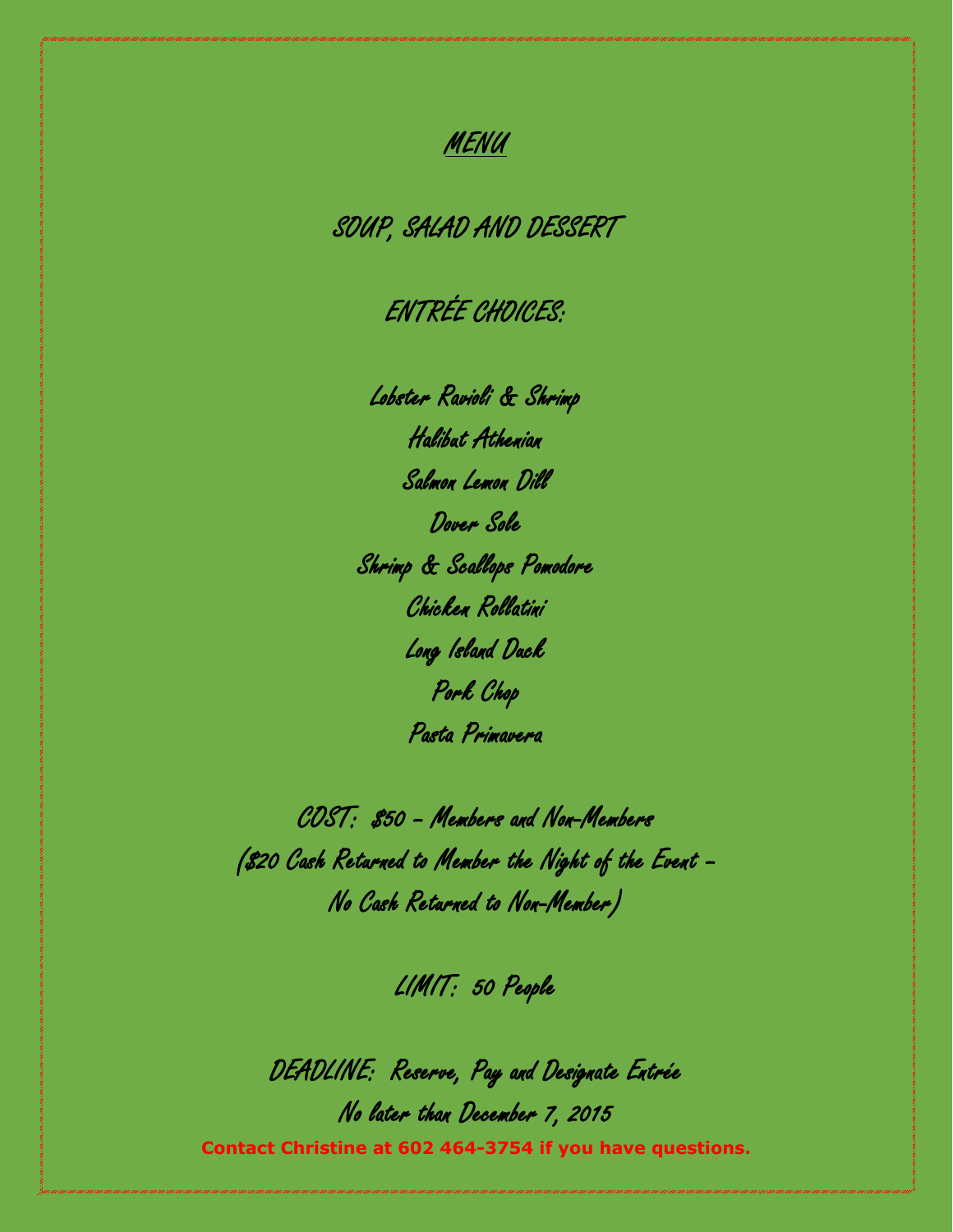# MENU

## SOUP, SALAD AND DESSERT

## ENTRÉE CHOICES:

Lobster Ravioli & Shrimp

Halibut Athenian

Salmon Lemon Dill

Dover Sole

Shrimp & Scallops Pomodore

Chicken Rollatini

Long Island Duck

Pork Chop

Pasta Primavera

COST: $50 – Members and Non-Members

($20 Cash Returned to Member the Night of the Event –

No Cash Returned to Non-Member)

LIMIT: 50 People

DEADLINE: Reserve, Pay and Designate Entrée

No later than December 7, 2015

**Contact Christine at 602 464-3754 if you have questions.**